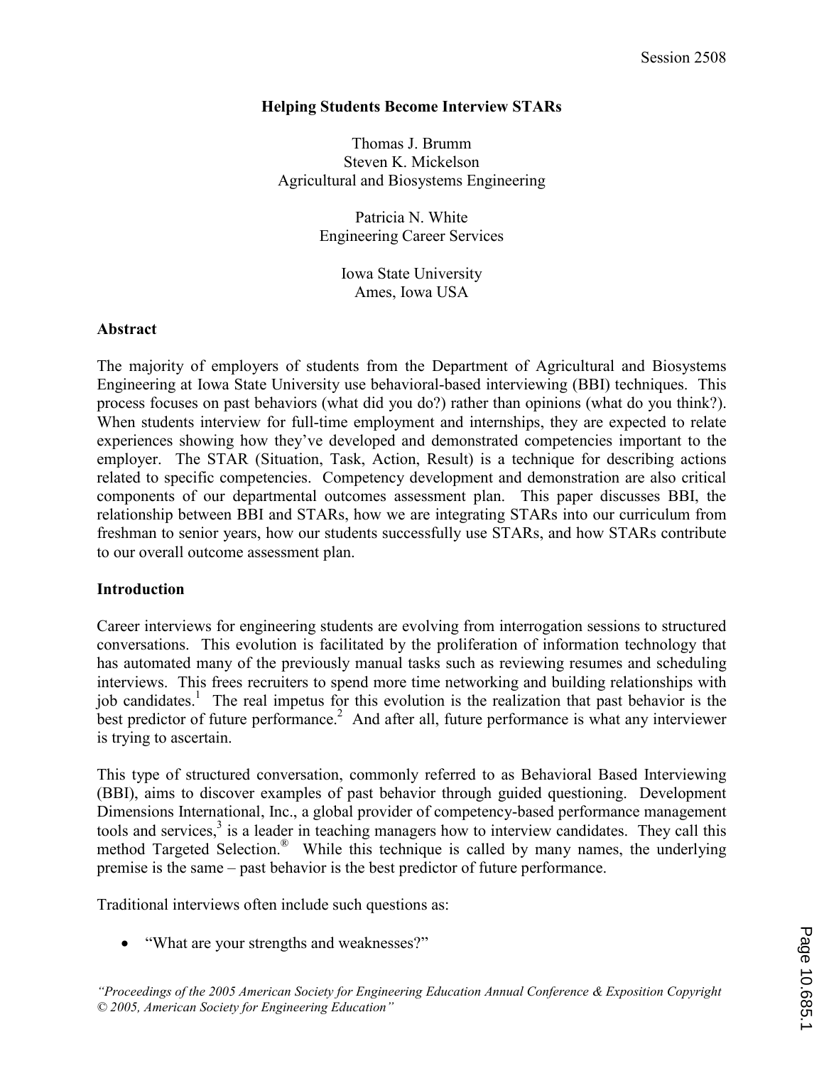Session 2508

# Helping Students Become Interview STARs

Thomas J. Brumm
Steven K. Mickelson
Agricultural and Biosystems Engineering

Patricia N. White
Engineering Career Services

Iowa State University
Ames, Iowa USA

## Abstract

The majority of employers of students from the Department of Agricultural and Biosystems Engineering at Iowa State University use behavioral-based interviewing (BBI) techniques. This process focuses on past behaviors (what did you do?) rather than opinions (what do you think?). When students interview for full-time employment and internships, they are expected to relate experiences showing how they've developed and demonstrated competencies important to the employer. The STAR (Situation, Task, Action, Result) is a technique for describing actions related to specific competencies. Competency development and demonstration are also critical components of our departmental outcomes assessment plan. This paper discusses BBI, the relationship between BBI and STARs, how we are integrating STARs into our curriculum from freshman to senior years, how our students successfully use STARs, and how STARs contribute to our overall outcome assessment plan.

## Introduction

Career interviews for engineering students are evolving from interrogation sessions to structured conversations. This evolution is facilitated by the proliferation of information technology that has automated many of the previously manual tasks such as reviewing resumes and scheduling interviews. This frees recruiters to spend more time networking and building relationships with job candidates.[1] The real impetus for this evolution is the realization that past behavior is the best predictor of future performance.[2] And after all, future performance is what any interviewer is trying to ascertain.

This type of structured conversation, commonly referred to as Behavioral Based Interviewing (BBI), aims to discover examples of past behavior through guided questioning. Development Dimensions International, Inc., a global provider of competency-based performance management tools and services,[3] is a leader in teaching managers how to interview candidates. They call this method Targeted Selection.® While this technique is called by many names, the underlying premise is the same – past behavior is the best predictor of future performance.

Traditional interviews often include such questions as:

- "What are your strengths and weaknesses?"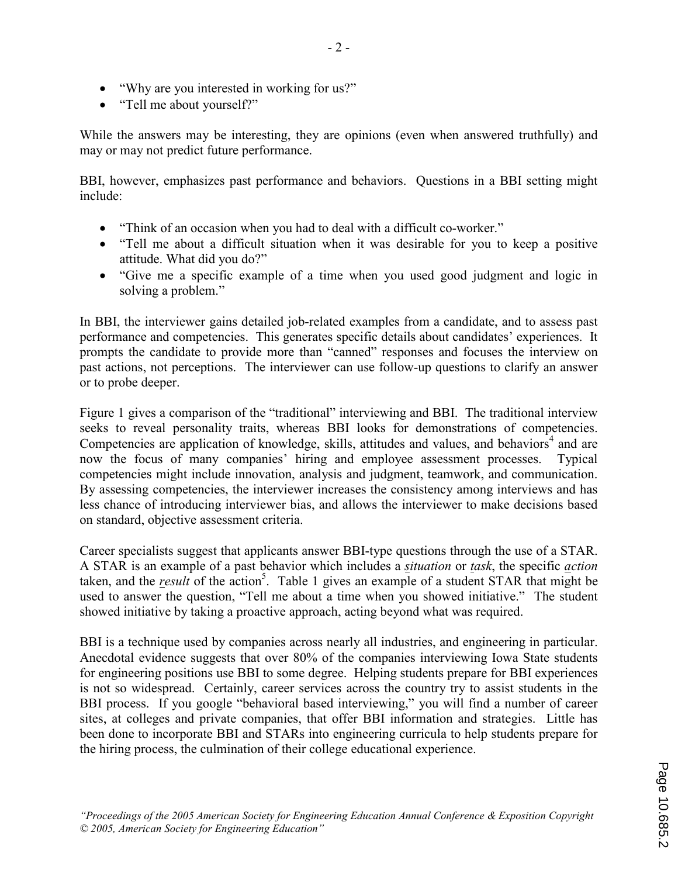- "Why are you interested in working for us?"
- "Tell me about yourself?"

While the answers may be interesting, they are opinions (even when answered truthfully) and may or may not predict future performance.

BBI, however, emphasizes past performance and behaviors. Questions in a BBI setting might include:

- "Think of an occasion when you had to deal with a difficult co-worker."
- "Tell me about a difficult situation when it was desirable for you to keep a positive attitude. What did you do?"
- "Give me a specific example of a time when you used good judgment and logic in solving a problem."

In BBI, the interviewer gains detailed job-related examples from a candidate, and to assess past performance and competencies. This generates specific details about candidates' experiences. It prompts the candidate to provide more than "canned" responses and focuses the interview on past actions, not perceptions. The interviewer can use follow-up questions to clarify an answer or to probe deeper.

Figure 1 gives a comparison of the "traditional" interviewing and BBI. The traditional interview seeks to reveal personality traits, whereas BBI looks for demonstrations of competencies. Competencies are application of knowledge, skills, attitudes and values, and behaviors[4] and are now the focus of many companies' hiring and employee assessment processes. Typical competencies might include innovation, analysis and judgment, teamwork, and communication. By assessing competencies, the interviewer increases the consistency among interviews and has less chance of introducing interviewer bias, and allows the interviewer to make decisions based on standard, objective assessment criteria.

Career specialists suggest that applicants answer BBI-type questions through the use of a STAR. A STAR is an example of a past behavior which includes a *situation* or *task*, the specific *action* taken, and the *result* of the action[5]. Table 1 gives an example of a student STAR that might be used to answer the question, "Tell me about a time when you showed initiative." The student showed initiative by taking a proactive approach, acting beyond what was required.

BBI is a technique used by companies across nearly all industries, and engineering in particular. Anecdotal evidence suggests that over 80% of the companies interviewing Iowa State students for engineering positions use BBI to some degree. Helping students prepare for BBI experiences is not so widespread. Certainly, career services across the country try to assist students in the BBI process. If you google "behavioral based interviewing," you will find a number of career sites, at colleges and private companies, that offer BBI information and strategies. Little has been done to incorporate BBI and STARs into engineering curricula to help students prepare for the hiring process, the culmination of their college educational experience.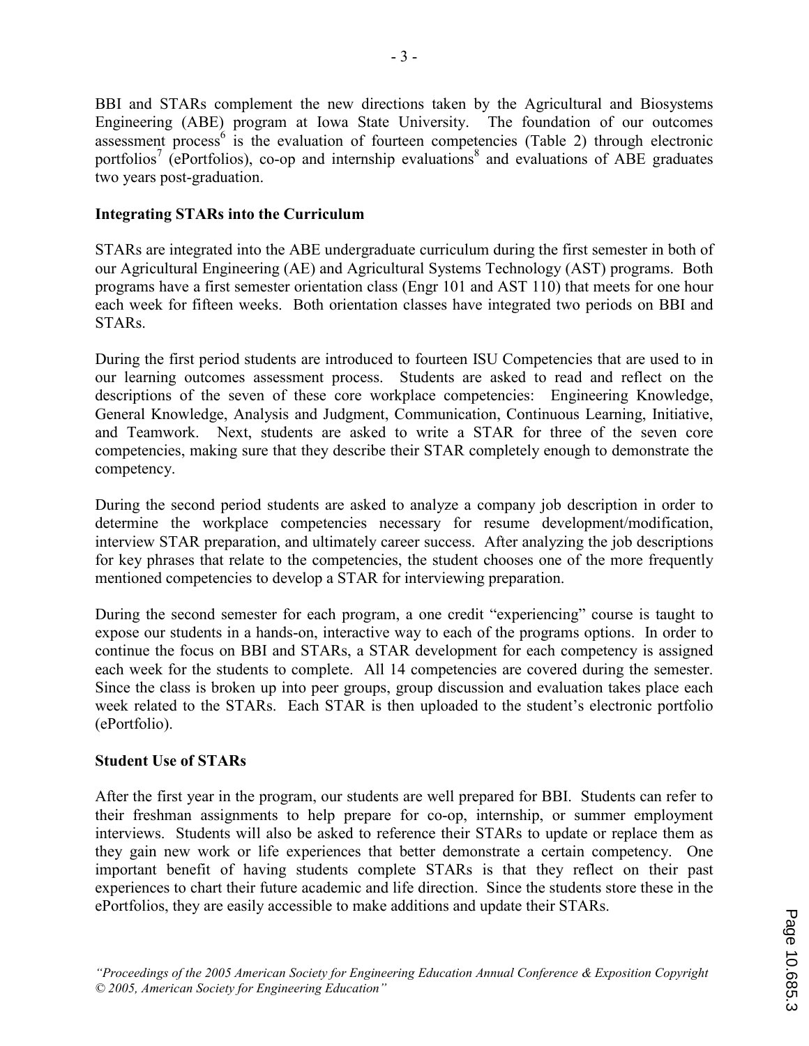BBI and STARs complement the new directions taken by the Agricultural and Biosystems Engineering (ABE) program at Iowa State University. The foundation of our outcomes assessment process[6] is the evaluation of fourteen competencies (Table 2) through electronic portfolios[7] (ePortfolios), co-op and internship evaluations[8] and evaluations of ABE graduates two years post-graduation.

**Integrating STARs into the Curriculum**

STARs are integrated into the ABE undergraduate curriculum during the first semester in both of our Agricultural Engineering (AE) and Agricultural Systems Technology (AST) programs. Both programs have a first semester orientation class (Engr 101 and AST 110) that meets for one hour each week for fifteen weeks. Both orientation classes have integrated two periods on BBI and STARs.

During the first period students are introduced to fourteen ISU Competencies that are used to in our learning outcomes assessment process. Students are asked to read and reflect on the descriptions of the seven of these core workplace competencies: Engineering Knowledge, General Knowledge, Analysis and Judgment, Communication, Continuous Learning, Initiative, and Teamwork. Next, students are asked to write a STAR for three of the seven core competencies, making sure that they describe their STAR completely enough to demonstrate the competency.

During the second period students are asked to analyze a company job description in order to determine the workplace competencies necessary for resume development/modification, interview STAR preparation, and ultimately career success. After analyzing the job descriptions for key phrases that relate to the competencies, the student chooses one of the more frequently mentioned competencies to develop a STAR for interviewing preparation.

During the second semester for each program, a one credit "experiencing" course is taught to expose our students in a hands-on, interactive way to each of the programs options. In order to continue the focus on BBI and STARs, a STAR development for each competency is assigned each week for the students to complete. All 14 competencies are covered during the semester. Since the class is broken up into peer groups, group discussion and evaluation takes place each week related to the STARs. Each STAR is then uploaded to the student's electronic portfolio (ePortfolio).

**Student Use of STARs**

After the first year in the program, our students are well prepared for BBI. Students can refer to their freshman assignments to help prepare for co-op, internship, or summer employment interviews. Students will also be asked to reference their STARs to update or replace them as they gain new work or life experiences that better demonstrate a certain competency. One important benefit of having students complete STARs is that they reflect on their past experiences to chart their future academic and life direction. Since the students store these in the ePortfolios, they are easily accessible to make additions and update their STARs.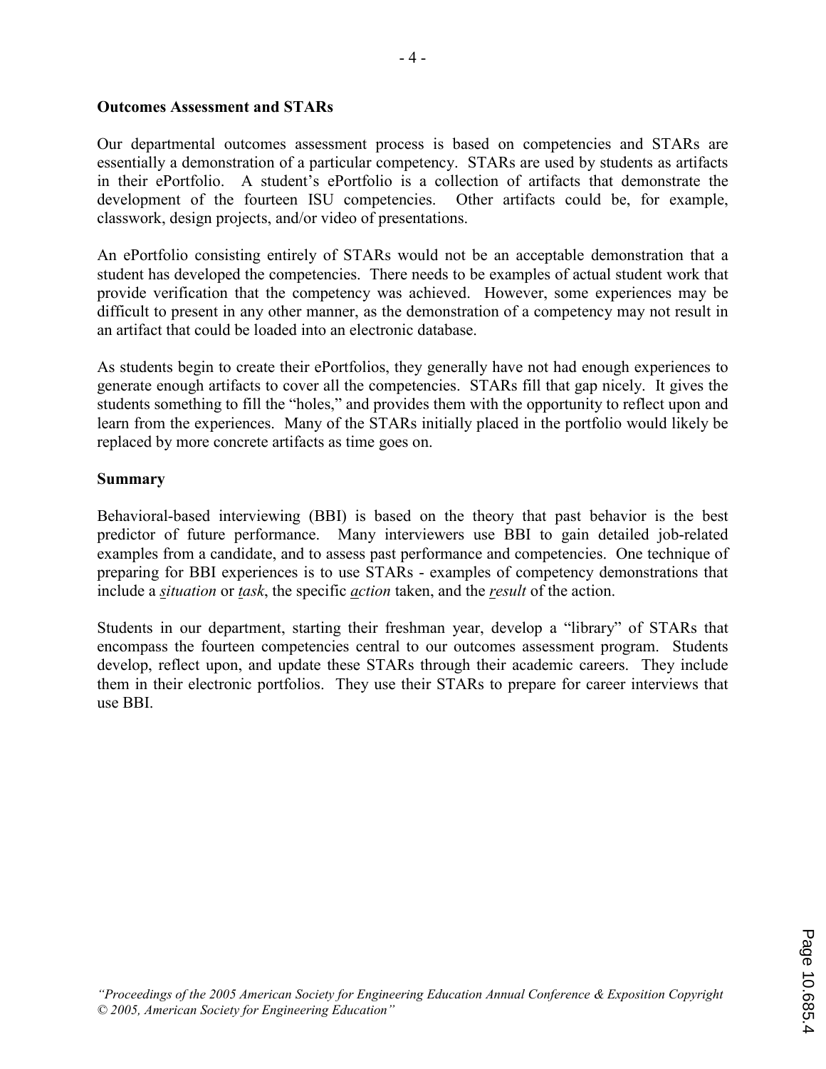## Outcomes Assessment and STARs

Our departmental outcomes assessment process is based on competencies and STARs are essentially a demonstration of a particular competency. STARs are used by students as artifacts in their ePortfolio. A student's ePortfolio is a collection of artifacts that demonstrate the development of the fourteen ISU competencies. Other artifacts could be, for example, classwork, design projects, and/or video of presentations.

An ePortfolio consisting entirely of STARs would not be an acceptable demonstration that a student has developed the competencies. There needs to be examples of actual student work that provide verification that the competency was achieved. However, some experiences may be difficult to present in any other manner, as the demonstration of a competency may not result in an artifact that could be loaded into an electronic database.

As students begin to create their ePortfolios, they generally have not had enough experiences to generate enough artifacts to cover all the competencies. STARs fill that gap nicely. It gives the students something to fill the "holes," and provides them with the opportunity to reflect upon and learn from the experiences. Many of the STARs initially placed in the portfolio would likely be replaced by more concrete artifacts as time goes on.

## Summary

Behavioral-based interviewing (BBI) is based on the theory that past behavior is the best predictor of future performance. Many interviewers use BBI to gain detailed job-related examples from a candidate, and to assess past performance and competencies. One technique of preparing for BBI experiences is to use STARs - examples of competency demonstrations that include a *situation* or *task*, the specific *action* taken, and the *result* of the action.

Students in our department, starting their freshman year, develop a "library" of STARs that encompass the fourteen competencies central to our outcomes assessment program. Students develop, reflect upon, and update these STARs through their academic careers. They include them in their electronic portfolios. They use their STARs to prepare for career interviews that use BBI.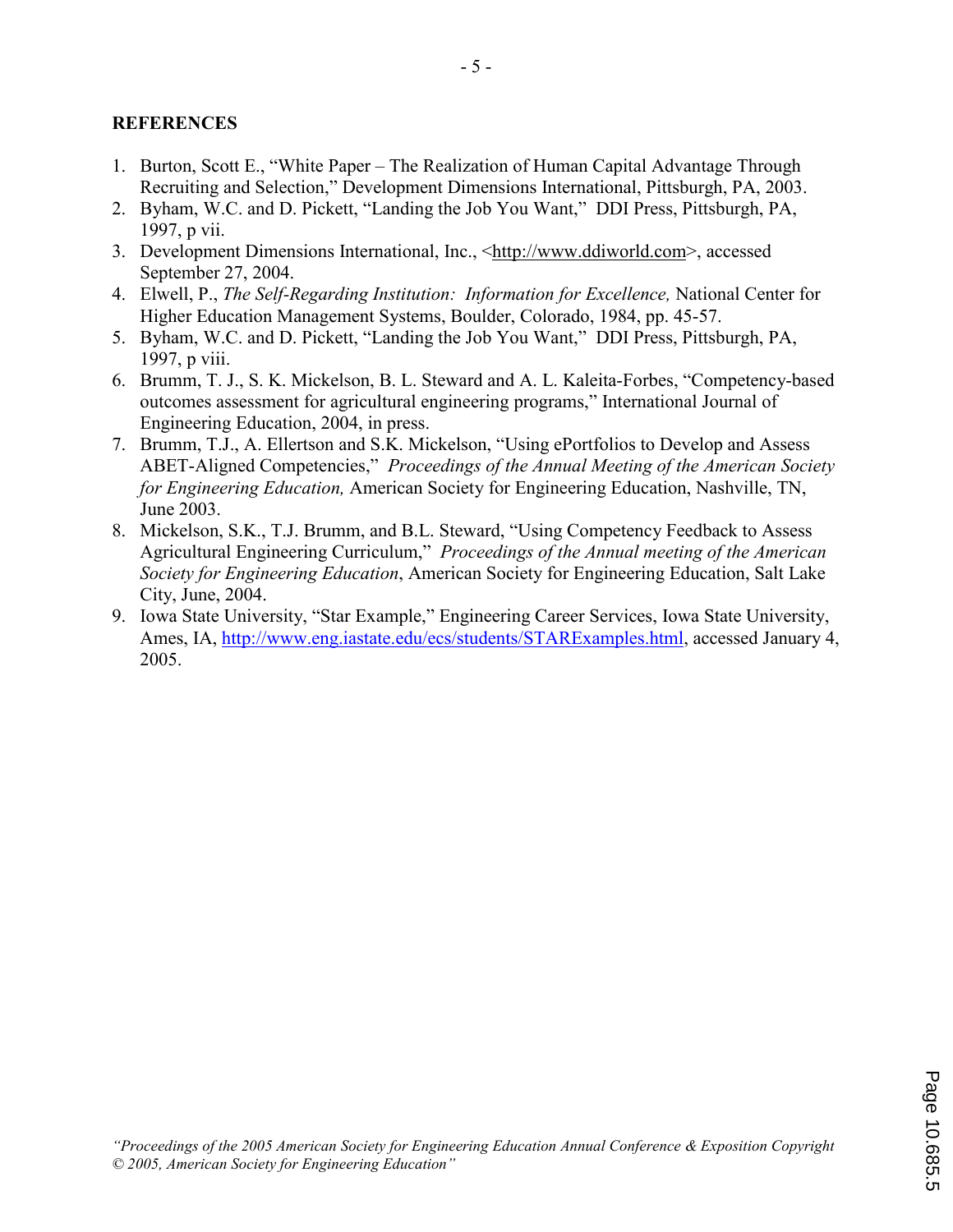**REFERENCES**

1. Burton, Scott E., "White Paper – The Realization of Human Capital Advantage Through Recruiting and Selection," Development Dimensions International, Pittsburgh, PA, 2003.
2. Byham, W.C. and D. Pickett, "Landing the Job You Want," DDI Press, Pittsburgh, PA, 1997, p vii.
3. Development Dimensions International, Inc., <http://www.ddiworld.com>, accessed September 27, 2004.
4. Elwell, P., *The Self-Regarding Institution: Information for Excellence,* National Center for Higher Education Management Systems, Boulder, Colorado, 1984, pp. 45-57.
5. Byham, W.C. and D. Pickett, "Landing the Job You Want," DDI Press, Pittsburgh, PA, 1997, p viii.
6. Brumm, T. J., S. K. Mickelson, B. L. Steward and A. L. Kaleita-Forbes, "Competency-based outcomes assessment for agricultural engineering programs," International Journal of Engineering Education, 2004, in press.
7. Brumm, T.J., A. Ellertson and S.K. Mickelson, "Using ePortfolios to Develop and Assess ABET-Aligned Competencies," *Proceedings of the Annual Meeting of the American Society for Engineering Education,* American Society for Engineering Education, Nashville, TN, June 2003.
8. Mickelson, S.K., T.J. Brumm, and B.L. Steward, "Using Competency Feedback to Assess Agricultural Engineering Curriculum," *Proceedings of the Annual meeting of the American Society for Engineering Education*, American Society for Engineering Education, Salt Lake City, June, 2004.
9. Iowa State University, "Star Example," Engineering Career Services, Iowa State University, Ames, IA, http://www.eng.iastate.edu/ecs/students/STARExamples.html, accessed January 4, 2005.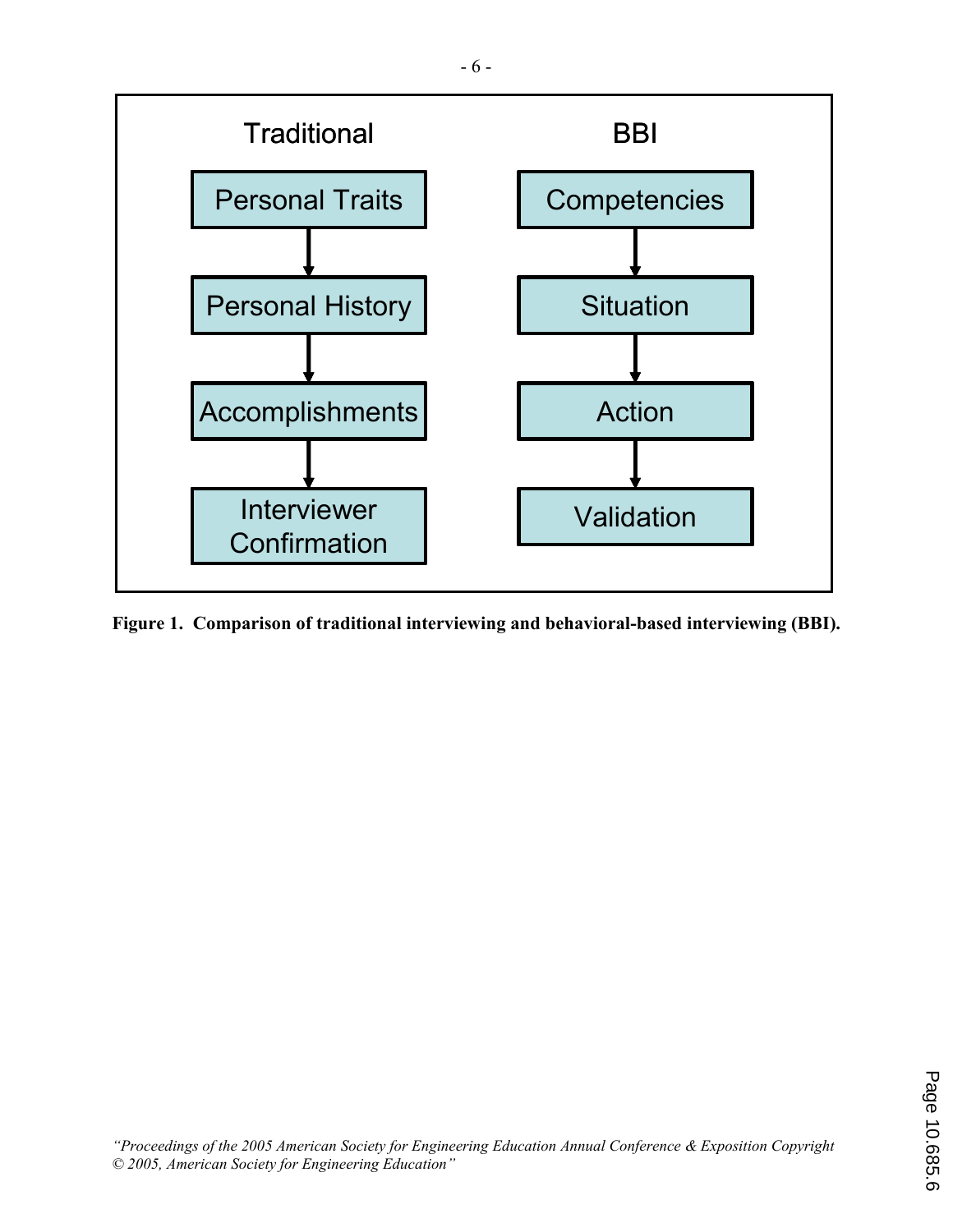Traditional

Personal Traits

Personal History

Accomplishments

Interviewer Confirmation

BBI

Competencies

Situation

Action

Validation

**Figure 1. Comparison of traditional interviewing and behavioral-based interviewing (BBI).**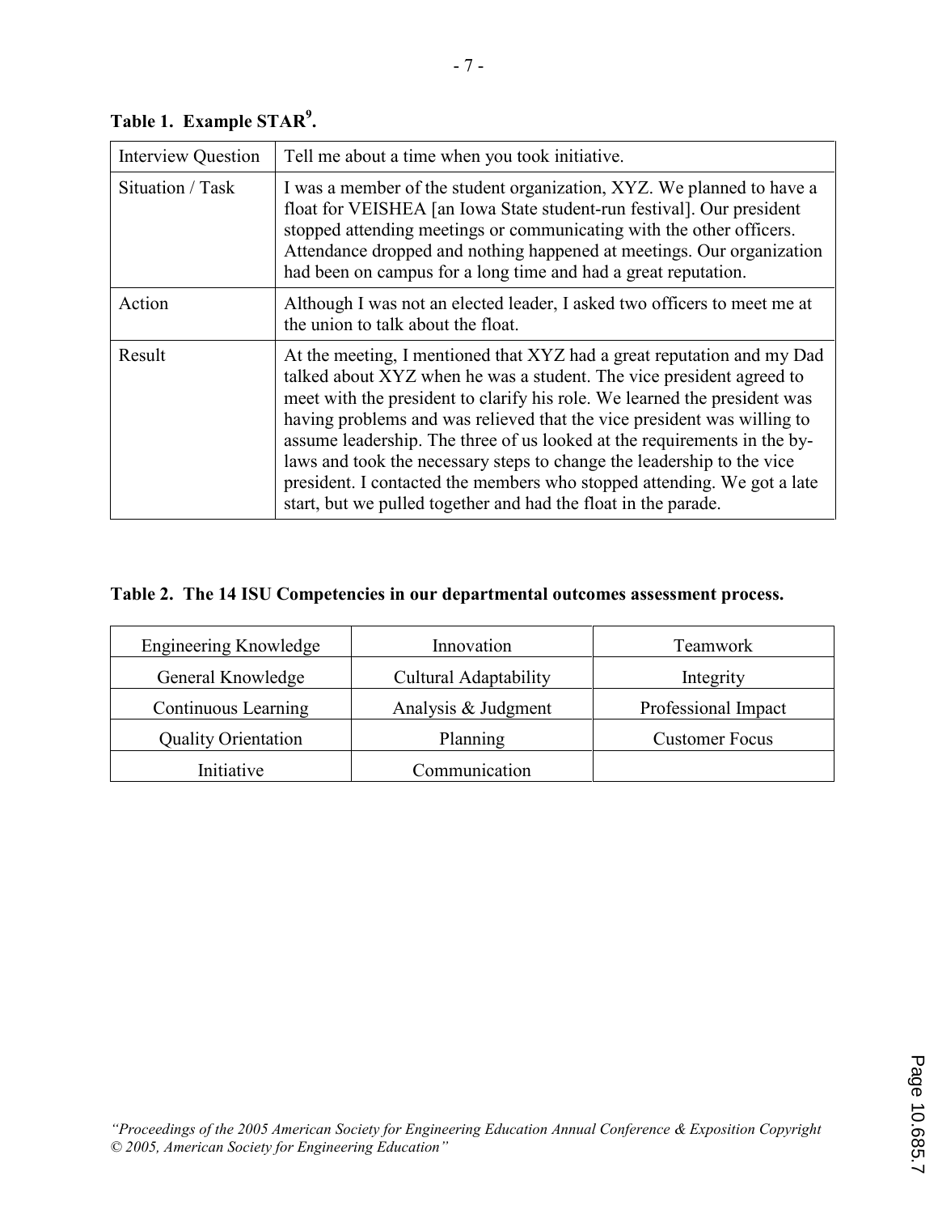**Table 1. Example STAR[9].**

| Interview Question | Tell me about a time when you took initiative. |
|---|---|
| Situation / Task | I was a member of the student organization, XYZ. We planned to have a float for VEISHEA [an Iowa State student-run festival]. Our president stopped attending meetings or communicating with the other officers. Attendance dropped and nothing happened at meetings. Our organization had been on campus for a long time and had a great reputation. |
| Action | Although I was not an elected leader, I asked two officers to meet me at the union to talk about the float. |
| Result | At the meeting, I mentioned that XYZ had a great reputation and my Dad talked about XYZ when he was a student. The vice president agreed to meet with the president to clarify his role. We learned the president was having problems and was relieved that the vice president was willing to assume leadership. The three of us looked at the requirements in the by-laws and took the necessary steps to change the leadership to the vice president. I contacted the members who stopped attending. We got a late start, but we pulled together and had the float in the parade. |

**Table 2. The 14 ISU Competencies in our departmental outcomes assessment process.**

| | | |
|---|---|---|
| Engineering Knowledge | Innovation | Teamwork |
| General Knowledge | Cultural Adaptability | Integrity |
| Continuous Learning | Analysis & Judgment | Professional Impact |
| Quality Orientation | Planning | Customer Focus |
| Initiative | Communication | |